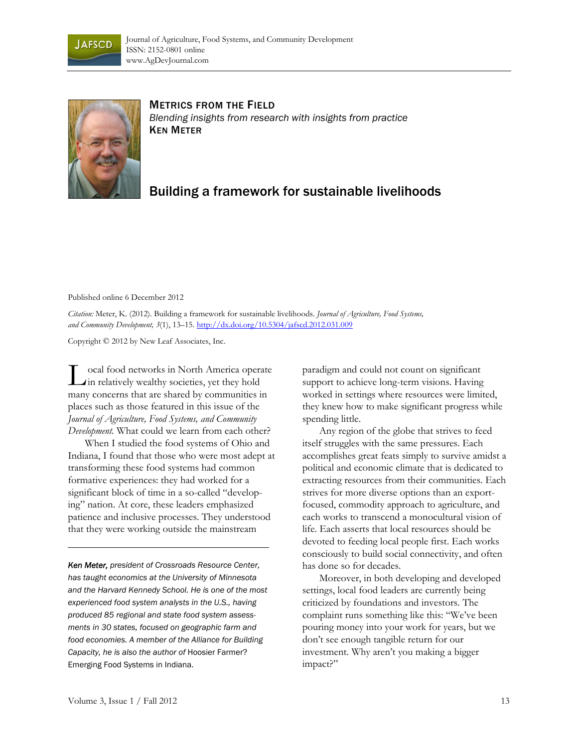Journal of Agriculture, Food Systems, and Community Development
ISSN: 2152-0801 online
www.AgDevJournal.com

**METRICS FROM THE FIELD**
*Blending insights from research with insights from practice*
**KEN METER**

# Building a framework for sustainable livelihoods

Published online 6 December 2012

*Citation:* Meter, K. (2012). Building a framework for sustainable livelihoods. *Journal of Agriculture, Food Systems, and Community Development, 3*(1), 13–15. http://dx.doi.org/10.5304/jafscd.2012.031.009

Copyright © 2012 by New Leaf Associates, Inc.

Local food networks in North America operate in relatively wealthy societies, yet they hold many concerns that are shared by communities in places such as those featured in this issue of the *Journal of Agriculture, Food Systems, and Community Development*. What could we learn from each other?

When I studied the food systems of Ohio and Indiana, I found that those who were most adept at transforming these food systems had common formative experiences: they had worked for a significant block of time in a so-called "developing" nation. At core, these leaders emphasized patience and inclusive processes. They understood that they were working outside the mainstream paradigm and could not count on significant support to achieve long-term visions. Having worked in settings where resources were limited, they knew how to make significant progress while spending little.

Any region of the globe that strives to feed itself struggles with the same pressures. Each accomplishes great feats simply to survive amidst a political and economic climate that is dedicated to extracting resources from their communities. Each strives for more diverse options than an export-focused, commodity approach to agriculture, and each works to transcend a monocultural vision of life. Each asserts that local resources should be devoted to feeding local people first. Each works consciously to build social connectivity, and often has done so for decades.

Moreover, in both developing and developed settings, local food leaders are currently being criticized by foundations and investors. The complaint runs something like this: "We've been pouring money into your work for years, but we don't see enough tangible return for our investment. Why aren't you making a bigger impact?"

---

*Ken Meter, president of Crossroads Resource Center, has taught economics at the University of Minnesota and the Harvard Kennedy School. He is one of the most experienced food system analysts in the U.S., having produced 85 regional and state food system assessments in 30 states, focused on geographic farm and food economies. A member of the Alliance for Building Capacity, he is also the author of* Hoosier Farmer? Emerging Food Systems in Indiana.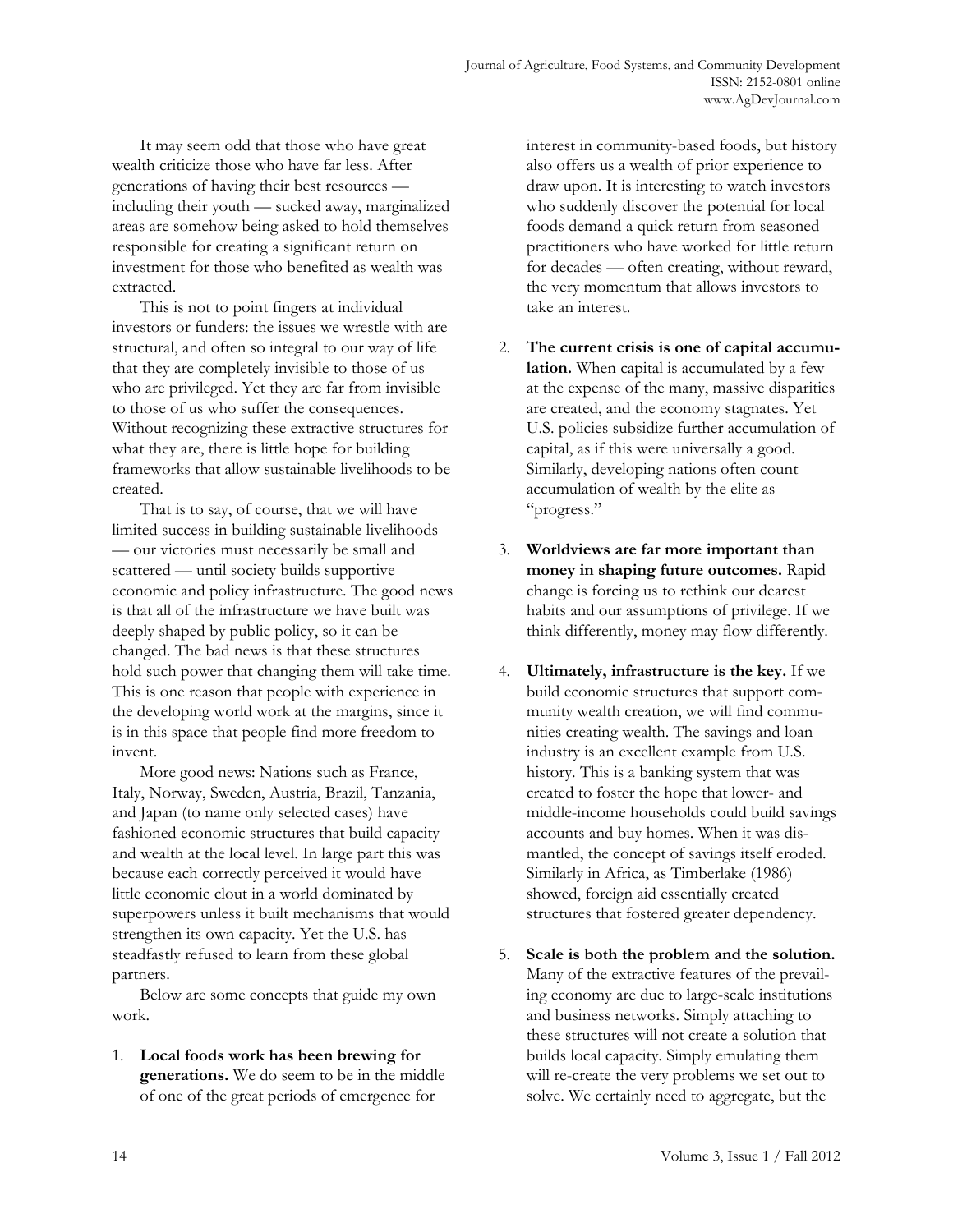It may seem odd that those who have great wealth criticize those who have far less. After generations of having their best resources — including their youth — sucked away, marginalized areas are somehow being asked to hold themselves responsible for creating a significant return on investment for those who benefited as wealth was extracted.

This is not to point fingers at individual investors or funders: the issues we wrestle with are structural, and often so integral to our way of life that they are completely invisible to those of us who are privileged. Yet they are far from invisible to those of us who suffer the consequences. Without recognizing these extractive structures for what they are, there is little hope for building frameworks that allow sustainable livelihoods to be created.

That is to say, of course, that we will have limited success in building sustainable livelihoods — our victories must necessarily be small and scattered — until society builds supportive economic and policy infrastructure. The good news is that all of the infrastructure we have built was deeply shaped by public policy, so it can be changed. The bad news is that these structures hold such power that changing them will take time. This is one reason that people with experience in the developing world work at the margins, since it is in this space that people find more freedom to invent.

More good news: Nations such as France, Italy, Norway, Sweden, Austria, Brazil, Tanzania, and Japan (to name only selected cases) have fashioned economic structures that build capacity and wealth at the local level. In large part this was because each correctly perceived it would have little economic clout in a world dominated by superpowers unless it built mechanisms that would strengthen its own capacity. Yet the U.S. has steadfastly refused to learn from these global partners.

Below are some concepts that guide my own work.

1. **Local foods work has been brewing for generations.** We do seem to be in the middle of one of the great periods of emergence for interest in community-based foods, but history also offers us a wealth of prior experience to draw upon. It is interesting to watch investors who suddenly discover the potential for local foods demand a quick return from seasoned practitioners who have worked for little return for decades — often creating, without reward, the very momentum that allows investors to take an interest.

2. **The current crisis is one of capital accumulation.** When capital is accumulated by a few at the expense of the many, massive disparities are created, and the economy stagnates. Yet U.S. policies subsidize further accumulation of capital, as if this were universally a good. Similarly, developing nations often count accumulation of wealth by the elite as "progress."

3. **Worldviews are far more important than money in shaping future outcomes.** Rapid change is forcing us to rethink our dearest habits and our assumptions of privilege. If we think differently, money may flow differently.

4. **Ultimately, infrastructure is the key.** If we build economic structures that support community wealth creation, we will find communities creating wealth. The savings and loan industry is an excellent example from U.S. history. This is a banking system that was created to foster the hope that lower- and middle-income households could build savings accounts and buy homes. When it was dismantled, the concept of savings itself eroded. Similarly in Africa, as Timberlake (1986) showed, foreign aid essentially created structures that fostered greater dependency.

5. **Scale is both the problem and the solution.** Many of the extractive features of the prevailing economy are due to large-scale institutions and business networks. Simply attaching to these structures will not create a solution that builds local capacity. Simply emulating them will re-create the very problems we set out to solve. We certainly need to aggregate, but the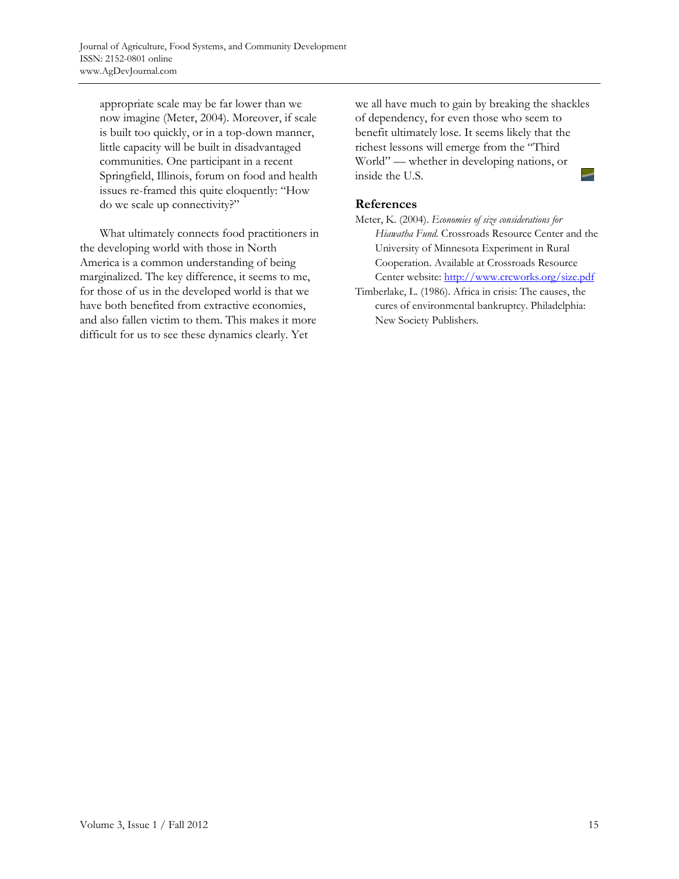appropriate scale may be far lower than we now imagine (Meter, 2004). Moreover, if scale is built too quickly, or in a top-down manner, little capacity will be built in disadvantaged communities. One participant in a recent Springfield, Illinois, forum on food and health issues re-framed this quite eloquently: "How do we scale up connectivity?"

What ultimately connects food practitioners in the developing world with those in North America is a common understanding of being marginalized. The key difference, it seems to me, for those of us in the developed world is that we have both benefited from extractive economies, and also fallen victim to them. This makes it more difficult for us to see these dynamics clearly. Yet we all have much to gain by breaking the shackles of dependency, for even those who seem to benefit ultimately lose. It seems likely that the richest lessons will emerge from the "Third World" — whether in developing nations, or inside the U.S.

## References

Meter, K. (2004). *Economies of size considerations for Hiawatha Fund*. Crossroads Resource Center and the University of Minnesota Experiment in Rural Cooperation. Available at Crossroads Resource Center website: http://www.crcworks.org/size.pdf

Timberlake, L. (1986). Africa in crisis: The causes, the cures of environmental bankruptcy. Philadelphia: New Society Publishers.